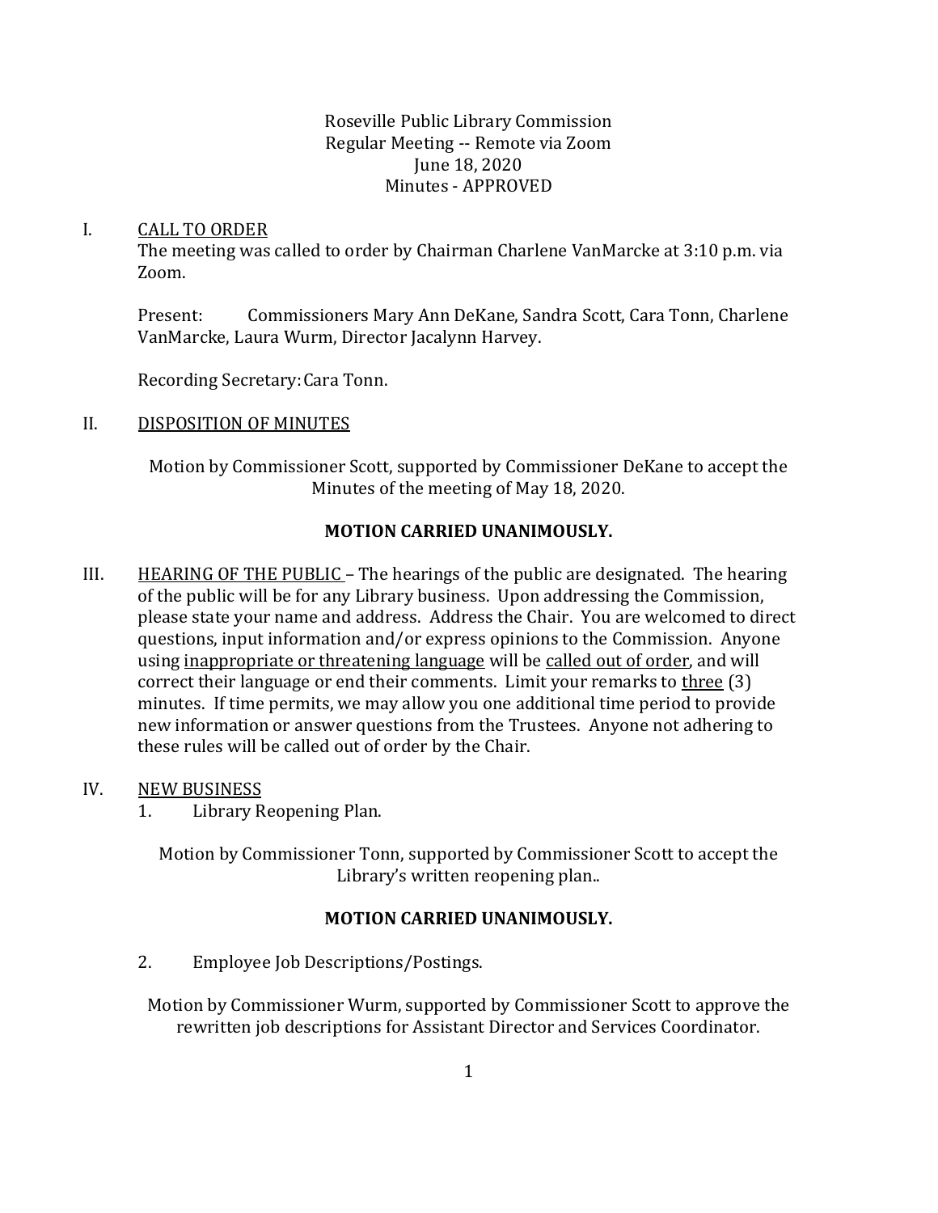Roseville Public Library Commission
Regular Meeting -- Remote via Zoom
June 18, 2020
Minutes - APPROVED

I. CALL TO ORDER

The meeting was called to order by Chairman Charlene VanMarcke at 3:10 p.m. via Zoom.

Present: Commissioners Mary Ann DeKane, Sandra Scott, Cara Tonn, Charlene VanMarcke, Laura Wurm, Director Jacalynn Harvey.

Recording Secretary: Cara Tonn.

II. DISPOSITION OF MINUTES

Motion by Commissioner Scott, supported by Commissioner DeKane to accept the Minutes of the meeting of May 18, 2020.

**MOTION CARRIED UNANIMOUSLY.**

III. HEARING OF THE PUBLIC – The hearings of the public are designated. The hearing of the public will be for any Library business. Upon addressing the Commission, please state your name and address. Address the Chair. You are welcomed to direct questions, input information and/or express opinions to the Commission. Anyone using inappropriate or threatening language will be called out of order, and will correct their language or end their comments. Limit your remarks to three (3) minutes. If time permits, we may allow you one additional time period to provide new information or answer questions from the Trustees. Anyone not adhering to these rules will be called out of order by the Chair.

IV. NEW BUSINESS

1. Library Reopening Plan.

Motion by Commissioner Tonn, supported by Commissioner Scott to accept the Library's written reopening plan..

**MOTION CARRIED UNANIMOUSLY.**

2. Employee Job Descriptions/Postings.

Motion by Commissioner Wurm, supported by Commissioner Scott to approve the rewritten job descriptions for Assistant Director and Services Coordinator.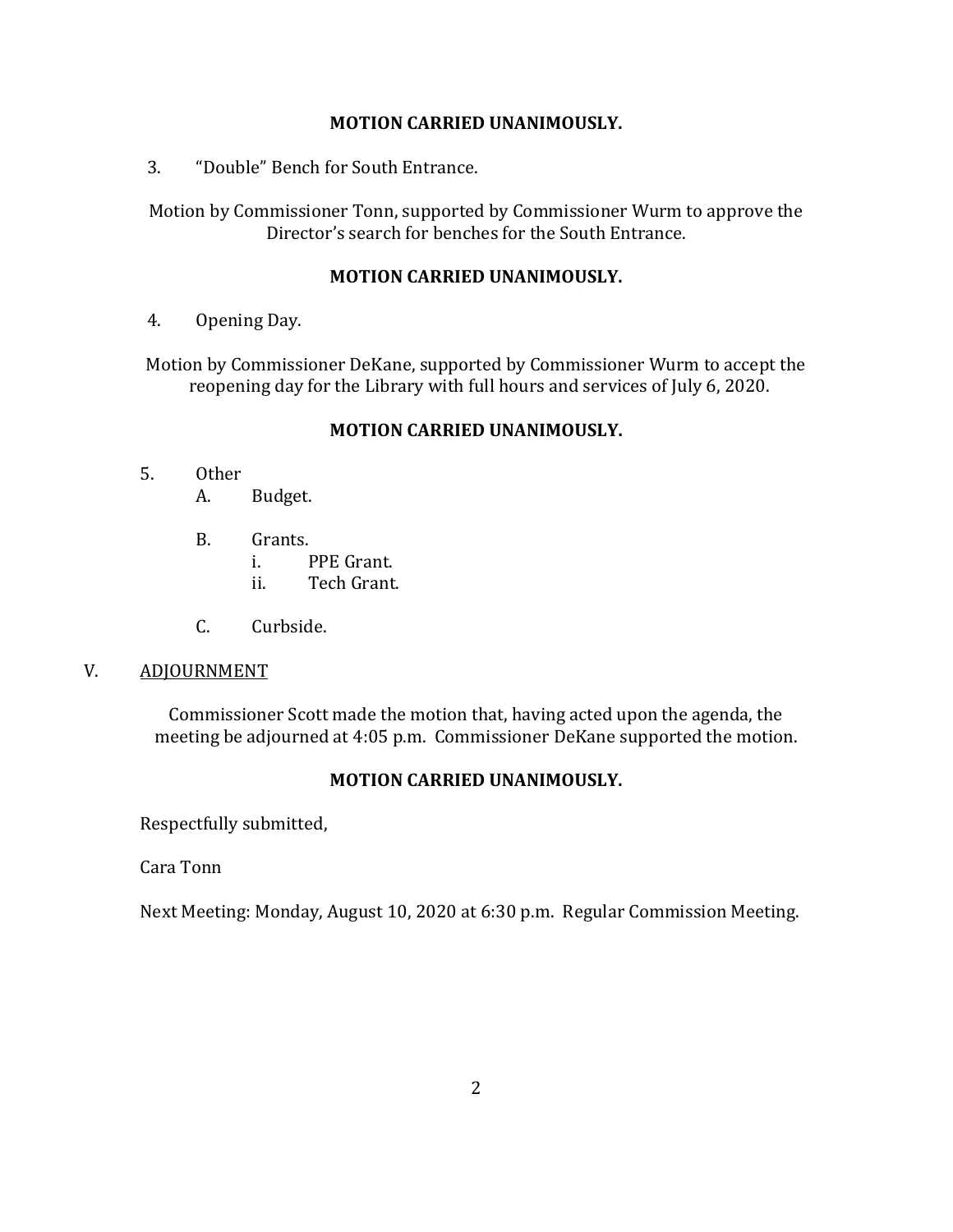**MOTION CARRIED UNANIMOUSLY.**

3. "Double" Bench for South Entrance.

Motion by Commissioner Tonn, supported by Commissioner Wurm to approve the Director's search for benches for the South Entrance.

**MOTION CARRIED UNANIMOUSLY.**

4. Opening Day.

Motion by Commissioner DeKane, supported by Commissioner Wurm to accept the reopening day for the Library with full hours and services of July 6, 2020.

**MOTION CARRIED UNANIMOUSLY.**

5. Other
   - A. Budget.
   - B. Grants.
     - i. PPE Grant.
     - ii. Tech Grant.
   - C. Curbside.

V. ADJOURNMENT

Commissioner Scott made the motion that, having acted upon the agenda, the meeting be adjourned at 4:05 p.m. Commissioner DeKane supported the motion.

**MOTION CARRIED UNANIMOUSLY.**

Respectfully submitted,

Cara Tonn

Next Meeting: Monday, August 10, 2020 at 6:30 p.m. Regular Commission Meeting.